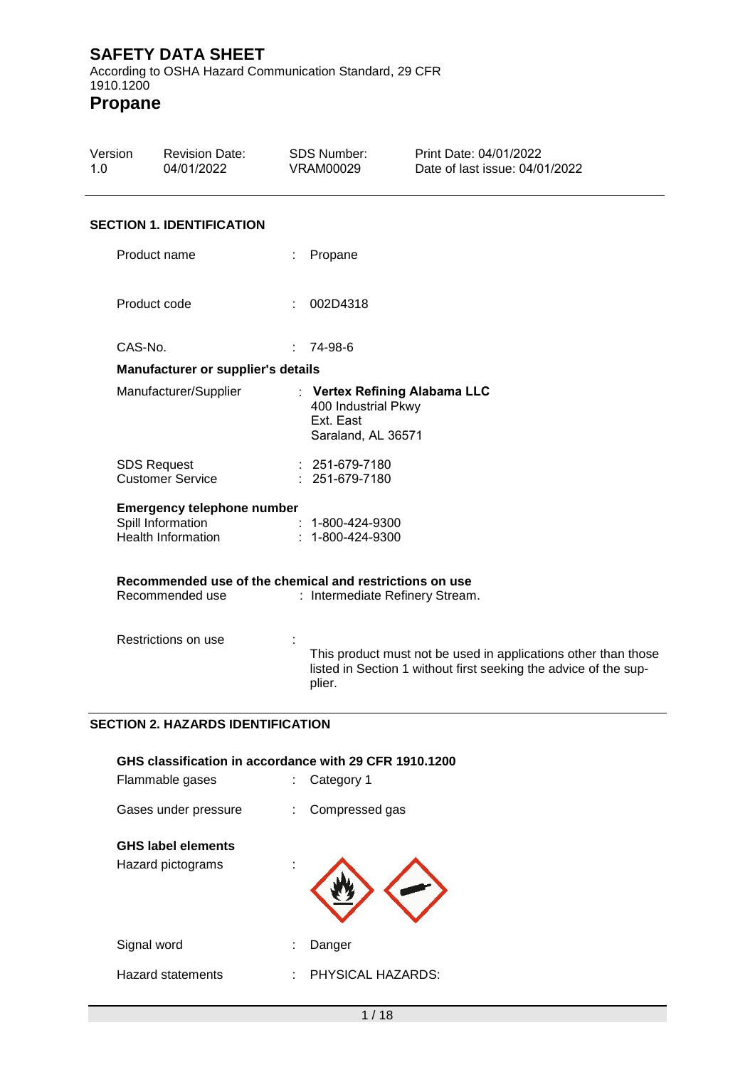# SAFETY DATA SHEET

According to OSHA Hazard Communication Standard, 29 CFR 1910.1200

# Propane

| Version | Revision Date: | SDS Number: | Print Date: 04/01/2022 |
|---|---|---|---|
| 1.0 | 04/01/2022 | VRAM00029 | Date of last issue: 04/01/2022 |

## SECTION 1. IDENTIFICATION

Product name : Propane

Product code : 002D4318

CAS-No. : 74-98-6

**Manufacturer or supplier's details**

Manufacturer/Supplier : **Vertex Refining Alabama LLC**
400 Industrial Pkwy
Ext. East
Saraland, AL 36571

SDS Request : 251-679-7180
Customer Service : 251-679-7180

**Emergency telephone number**

Spill Information : 1-800-424-9300
Health Information : 1-800-424-9300

**Recommended use of the chemical and restrictions on use**

Recommended use : Intermediate Refinery Stream.

Restrictions on use : This product must not be used in applications other than those listed in Section 1 without first seeking the advice of the supplier.

## SECTION 2. HAZARDS IDENTIFICATION

**GHS classification in accordance with 29 CFR 1910.1200**

Flammable gases : Category 1

Gases under pressure : Compressed gas

**GHS label elements**

Hazard pictograms :

Signal word : Danger

Hazard statements : PHYSICAL HAZARDS: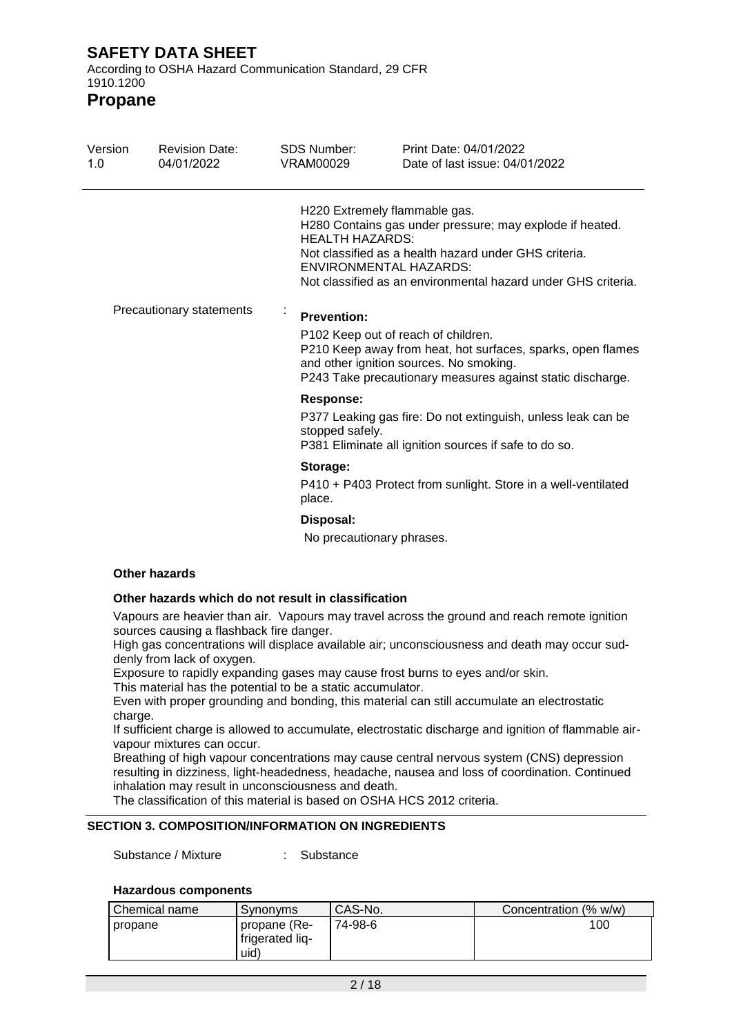H220 Extremely flammable gas.
H280 Contains gas under pressure; may explode if heated.
HEALTH HAZARDS:
Not classified as a health hazard under GHS criteria.
ENVIRONMENTAL HAZARDS:
Not classified as an environmental hazard under GHS criteria.

Precautionary statements :

**Prevention:**

P102 Keep out of reach of children.
P210 Keep away from heat, hot surfaces, sparks, open flames and other ignition sources. No smoking.
P243 Take precautionary measures against static discharge.

**Response:**

P377 Leaking gas fire: Do not extinguish, unless leak can be stopped safely.
P381 Eliminate all ignition sources if safe to do so.

**Storage:**

P410 + P403 Protect from sunlight. Store in a well-ventilated place.

**Disposal:**

No precautionary phrases.

**Other hazards**

**Other hazards which do not result in classification**

Vapours are heavier than air. Vapours may travel across the ground and reach remote ignition sources causing a flashback fire danger.
High gas concentrations will displace available air; unconsciousness and death may occur suddenly from lack of oxygen.
Exposure to rapidly expanding gases may cause frost burns to eyes and/or skin.
This material has the potential to be a static accumulator.
Even with proper grounding and bonding, this material can still accumulate an electrostatic charge.
If sufficient charge is allowed to accumulate, electrostatic discharge and ignition of flammable air-vapour mixtures can occur.
Breathing of high vapour concentrations may cause central nervous system (CNS) depression resulting in dizziness, light-headedness, headache, nausea and loss of coordination. Continued inhalation may result in unconsciousness and death.
The classification of this material is based on OSHA HCS 2012 criteria.

## SECTION 3. COMPOSITION/INFORMATION ON INGREDIENTS

Substance / Mixture : Substance

**Hazardous components**

| Chemical name | Synonyms | CAS-No. | Concentration (% w/w) |
|---|---|---|---|
| propane | propane (Refrigerated liquid) | 74-98-6 | 100 |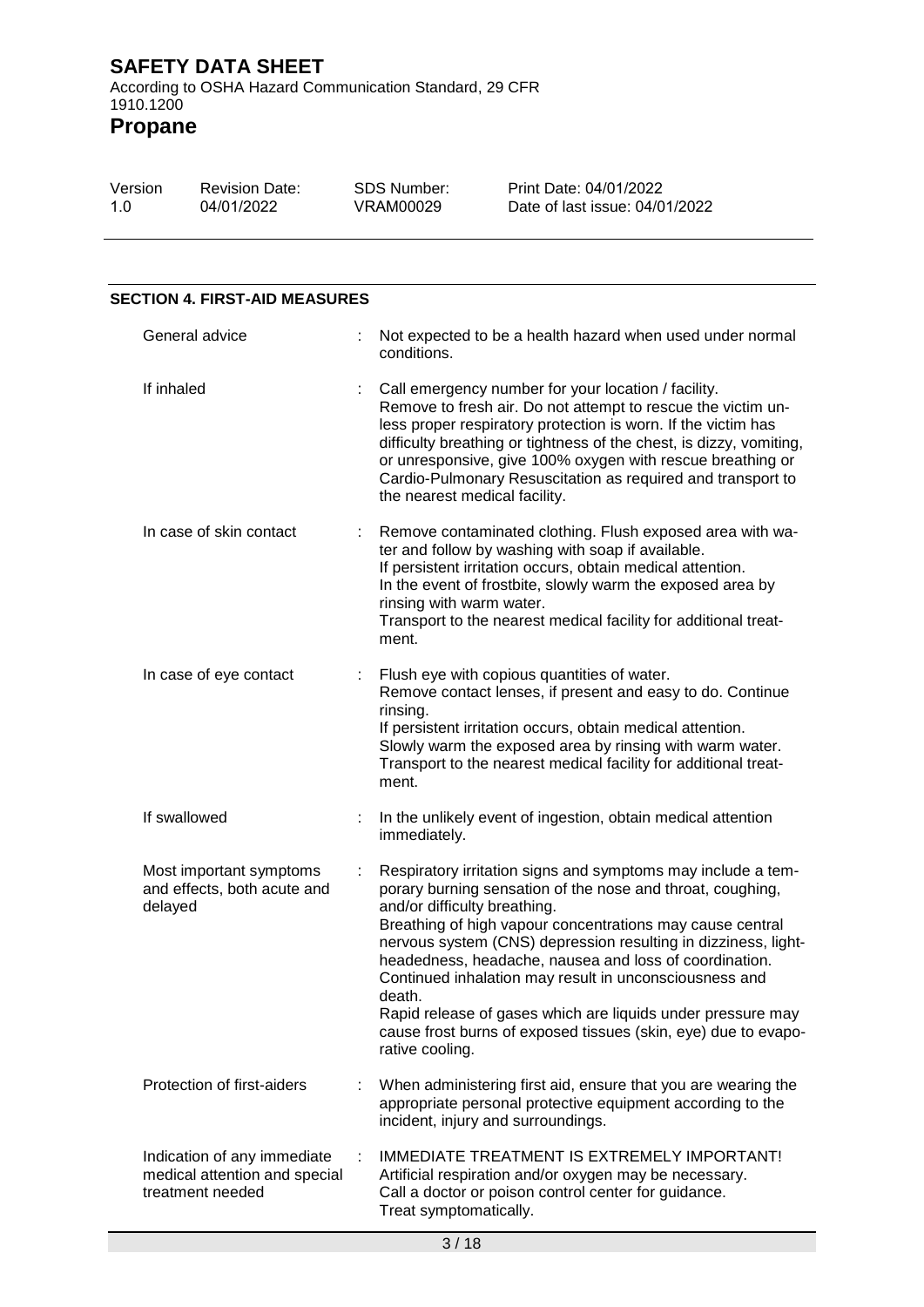## SECTION 4. FIRST-AID MEASURES

| | |
|---|---|
| General advice | : Not expected to be a health hazard when used under normal conditions. |
| If inhaled | : Call emergency number for your location / facility. Remove to fresh air. Do not attempt to rescue the victim unless proper respiratory protection is worn. If the victim has difficulty breathing or tightness of the chest, is dizzy, vomiting, or unresponsive, give 100% oxygen with rescue breathing or Cardio-Pulmonary Resuscitation as required and transport to the nearest medical facility. |
| In case of skin contact | : Remove contaminated clothing. Flush exposed area with water and follow by washing with soap if available. If persistent irritation occurs, obtain medical attention. In the event of frostbite, slowly warm the exposed area by rinsing with warm water. Transport to the nearest medical facility for additional treatment. |
| In case of eye contact | : Flush eye with copious quantities of water. Remove contact lenses, if present and easy to do. Continue rinsing. If persistent irritation occurs, obtain medical attention. Slowly warm the exposed area by rinsing with warm water. Transport to the nearest medical facility for additional treatment. |
| If swallowed | : In the unlikely event of ingestion, obtain medical attention immediately. |
| Most important symptoms and effects, both acute and delayed | : Respiratory irritation signs and symptoms may include a temporary burning sensation of the nose and throat, coughing, and/or difficulty breathing. Breathing of high vapour concentrations may cause central nervous system (CNS) depression resulting in dizziness, light-headedness, headache, nausea and loss of coordination. Continued inhalation may result in unconsciousness and death. Rapid release of gases which are liquids under pressure may cause frost burns of exposed tissues (skin, eye) due to evaporative cooling. |
| Protection of first-aiders | : When administering first aid, ensure that you are wearing the appropriate personal protective equipment according to the incident, injury and surroundings. |
| Indication of any immediate medical attention and special treatment needed | : IMMEDIATE TREATMENT IS EXTREMELY IMPORTANT! Artificial respiration and/or oxygen may be necessary. Call a doctor or poison control center for guidance. Treat symptomatically. |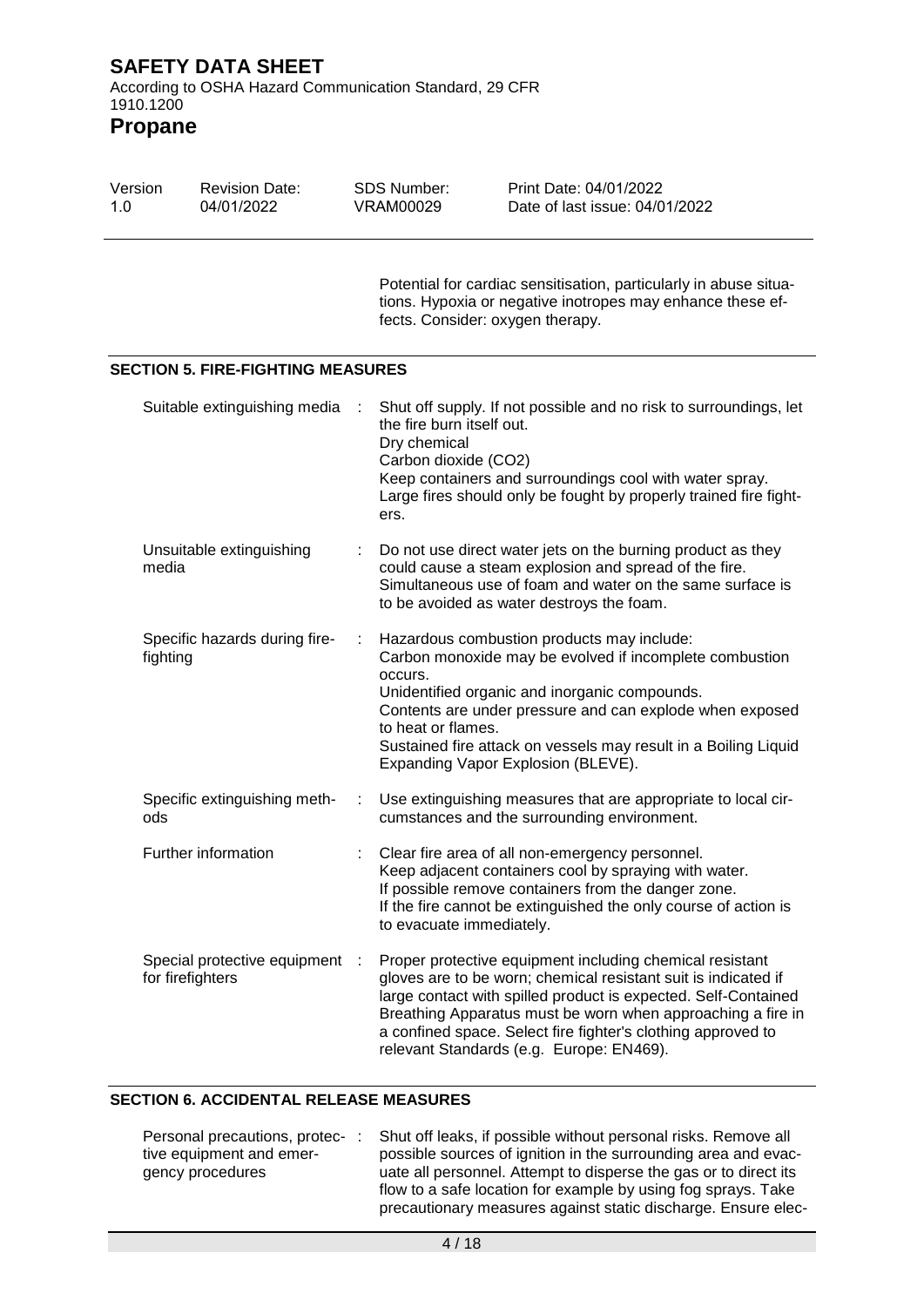Potential for cardiac sensitisation, particularly in abuse situations. Hypoxia or negative inotropes may enhance these effects. Consider: oxygen therapy.

## SECTION 5. FIRE-FIGHTING MEASURES

| | |
|---|---|
| Suitable extinguishing media | Shut off supply. If not possible and no risk to surroundings, let the fire burn itself out.<br>Dry chemical<br>Carbon dioxide ($CO_2$)<br>Keep containers and surroundings cool with water spray.<br>Large fires should only be fought by properly trained fire fighters. |
| Unsuitable extinguishing media | Do not use direct water jets on the burning product as they could cause a steam explosion and spread of the fire.<br>Simultaneous use of foam and water on the same surface is to be avoided as water destroys the foam. |
| Specific hazards during firefighting | Hazardous combustion products may include:<br>Carbon monoxide may be evolved if incomplete combustion occurs.<br>Unidentified organic and inorganic compounds.<br>Contents are under pressure and can explode when exposed to heat or flames.<br>Sustained fire attack on vessels may result in a Boiling Liquid Expanding Vapor Explosion (BLEVE). |
| Specific extinguishing methods | Use extinguishing measures that are appropriate to local circumstances and the surrounding environment. |
| Further information | Clear fire area of all non-emergency personnel.<br>Keep adjacent containers cool by spraying with water.<br>If possible remove containers from the danger zone.<br>If the fire cannot be extinguished the only course of action is to evacuate immediately. |
| Special protective equipment for firefighters | Proper protective equipment including chemical resistant gloves are to be worn; chemical resistant suit is indicated if large contact with spilled product is expected. Self-Contained Breathing Apparatus must be worn when approaching a fire in a confined space. Select fire fighter's clothing approved to relevant Standards (e.g. Europe: EN469). |

## SECTION 6. ACCIDENTAL RELEASE MEASURES

| | |
|---|---|
| Personal precautions, protective equipment and emergency procedures | Shut off leaks, if possible without personal risks. Remove all possible sources of ignition in the surrounding area and evacuate all personnel. Attempt to disperse the gas or to direct its flow to a safe location for example by using fog sprays. Take precautionary measures against static discharge. Ensure elec- |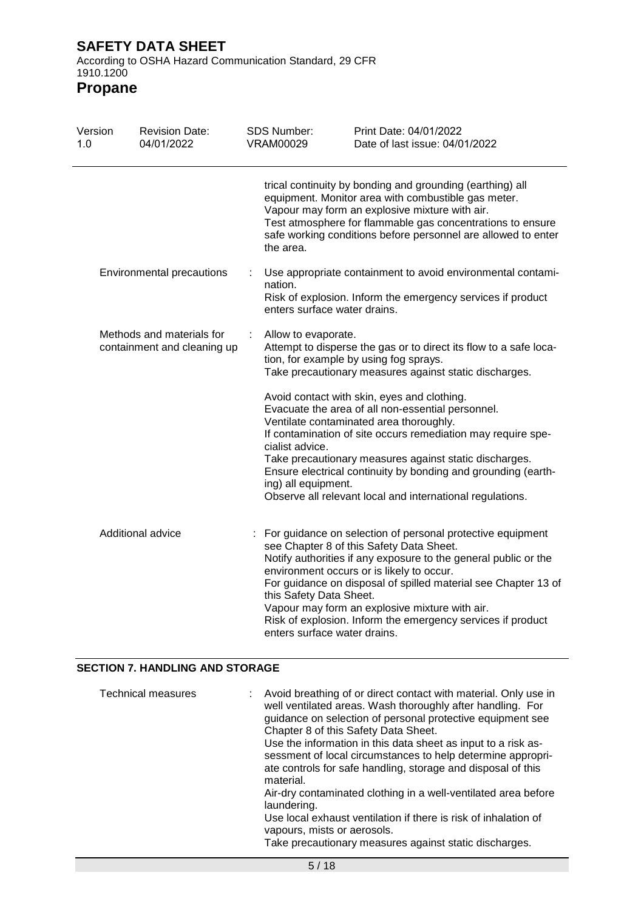trical continuity by bonding and grounding (earthing) all equipment. Monitor area with combustible gas meter. Vapour may form an explosive mixture with air. Test atmosphere for flammable gas concentrations to ensure safe working conditions before personnel are allowed to enter the area.

| | | |
|---|---|---|
| Environmental precautions | : | Use appropriate containment to avoid environmental contamination. Risk of explosion. Inform the emergency services if product enters surface water drains. |
| Methods and materials for containment and cleaning up | : | Allow to evaporate. Attempt to disperse the gas or to direct its flow to a safe location, for example by using fog sprays. Take precautionary measures against static discharges.<br><br>Avoid contact with skin, eyes and clothing. Evacuate the area of all non-essential personnel. Ventilate contaminated area thoroughly. If contamination of site occurs remediation may require specialist advice. Take precautionary measures against static discharges. Ensure electrical continuity by bonding and grounding (earthing) all equipment. Observe all relevant local and international regulations. |
| Additional advice | : | For guidance on selection of personal protective equipment see Chapter 8 of this Safety Data Sheet. Notify authorities if any exposure to the general public or the environment occurs or is likely to occur. For guidance on disposal of spilled material see Chapter 13 of this Safety Data Sheet. Vapour may form an explosive mixture with air. Risk of explosion. Inform the emergency services if product enters surface water drains. |

## SECTION 7. HANDLING AND STORAGE

| | | |
|---|---|---|
| Technical measures | : | Avoid breathing of or direct contact with material. Only use in well ventilated areas. Wash thoroughly after handling. For guidance on selection of personal protective equipment see Chapter 8 of this Safety Data Sheet. Use the information in this data sheet as input to a risk assessment of local circumstances to help determine appropriate controls for safe handling, storage and disposal of this material. Air-dry contaminated clothing in a well-ventilated area before laundering. Use local exhaust ventilation if there is risk of inhalation of vapours, mists or aerosols. Take precautionary measures against static discharges. |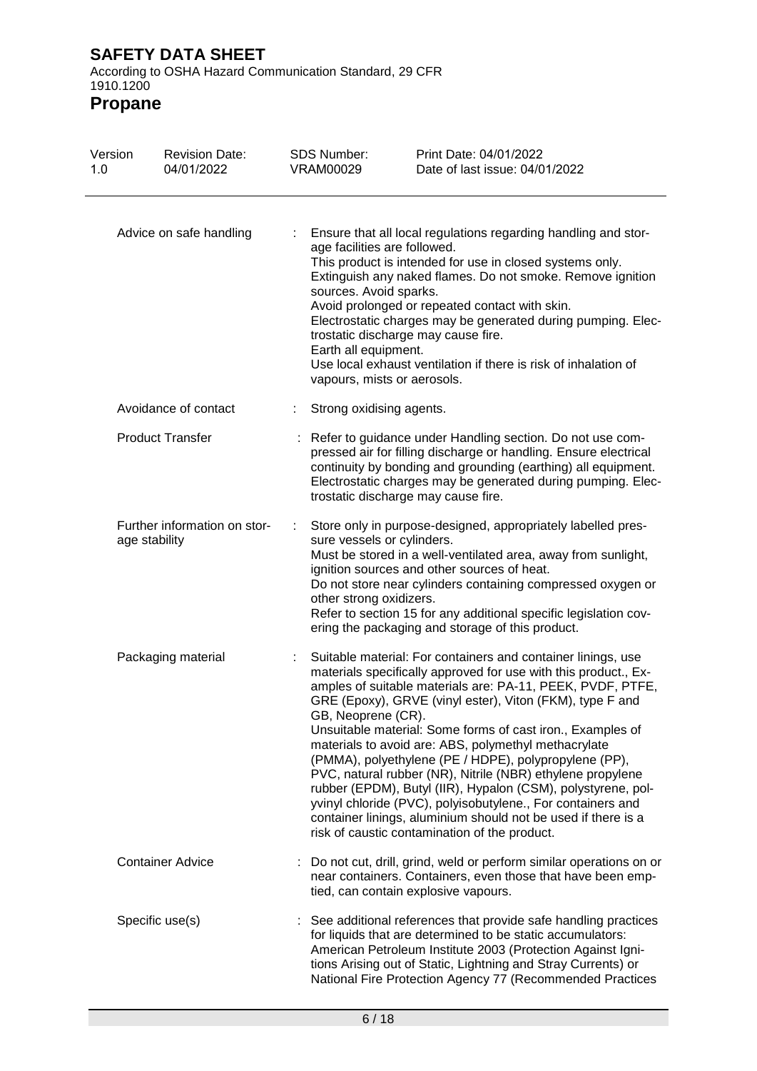| | | |
|---|---|---|
| Advice on safe handling | : | Ensure that all local regulations regarding handling and storage facilities are followed.<br>This product is intended for use in closed systems only.<br>Extinguish any naked flames. Do not smoke. Remove ignition sources. Avoid sparks.<br>Avoid prolonged or repeated contact with skin.<br>Electrostatic charges may be generated during pumping. Electrostatic discharge may cause fire.<br>Earth all equipment.<br>Use local exhaust ventilation if there is risk of inhalation of vapours, mists or aerosols. |
| Avoidance of contact | : | Strong oxidising agents. |
| Product Transfer | : | Refer to guidance under Handling section. Do not use compressed air for filling discharge or handling. Ensure electrical continuity by bonding and grounding (earthing) all equipment. Electrostatic charges may be generated during pumping. Electrostatic discharge may cause fire. |
| Further information on storage stability | : | Store only in purpose-designed, appropriately labelled pressure vessels or cylinders.<br>Must be stored in a well-ventilated area, away from sunlight, ignition sources and other sources of heat.<br>Do not store near cylinders containing compressed oxygen or other strong oxidizers.<br>Refer to section 15 for any additional specific legislation covering the packaging and storage of this product. |
| Packaging material | : | Suitable material: For containers and container linings, use materials specifically approved for use with this product., Examples of suitable materials are: PA-11, PEEK, PVDF, PTFE, GRE (Epoxy), GRVE (vinyl ester), Viton (FKM), type F and GB, Neoprene (CR).<br>Unsuitable material: Some forms of cast iron., Examples of materials to avoid are: ABS, polymethyl methacrylate (PMMA), polyethylene (PE / HDPE), polypropylene (PP), PVC, natural rubber (NR), Nitrile (NBR) ethylene propylene rubber (EPDM), Butyl (IIR), Hypalon (CSM), polystyrene, polyvinyl chloride (PVC), polyisobutylene., For containers and container linings, aluminium should not be used if there is a risk of caustic contamination of the product. |
| Container Advice | : | Do not cut, drill, grind, weld or perform similar operations on or near containers. Containers, even those that have been emptied, can contain explosive vapours. |
| Specific use(s) | : | See additional references that provide safe handling practices for liquids that are determined to be static accumulators: American Petroleum Institute 2003 (Protection Against Ignitions Arising out of Static, Lightning and Stray Currents) or National Fire Protection Agency 77 (Recommended Practices |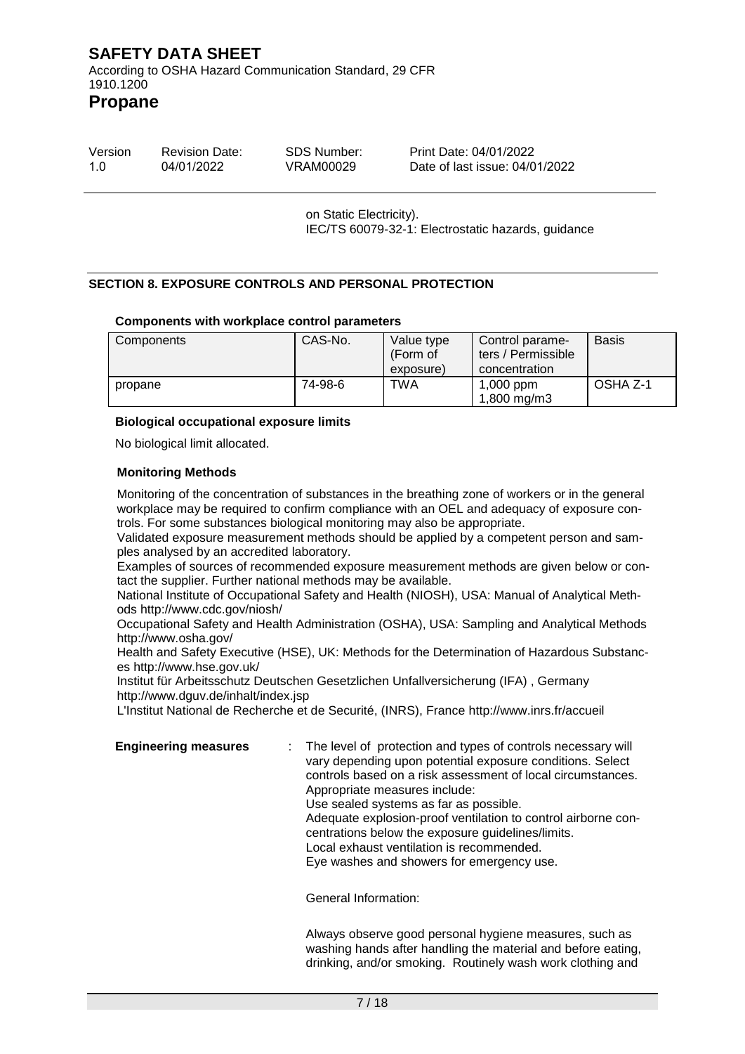on Static Electricity).
IEC/TS 60079-32-1: Electrostatic hazards, guidance

## SECTION 8. EXPOSURE CONTROLS AND PERSONAL PROTECTION

**Components with workplace control parameters**

| Components | CAS-No. | Value type (Form of exposure) | Control parameters / Permissible concentration | Basis |
|---|---|---|---|---|
| propane | 74-98-6 | TWA | 1,000 ppm<br>1,800 mg/m3 | OSHA Z-1 |

**Biological occupational exposure limits**

No biological limit allocated.

**Monitoring Methods**

Monitoring of the concentration of substances in the breathing zone of workers or in the general workplace may be required to confirm compliance with an OEL and adequacy of exposure controls. For some substances biological monitoring may also be appropriate.
Validated exposure measurement methods should be applied by a competent person and samples analysed by an accredited laboratory.
Examples of sources of recommended exposure measurement methods are given below or contact the supplier. Further national methods may be available.
National Institute of Occupational Safety and Health (NIOSH), USA: Manual of Analytical Methods http://www.cdc.gov/niosh/
Occupational Safety and Health Administration (OSHA), USA: Sampling and Analytical Methods http://www.osha.gov/
Health and Safety Executive (HSE), UK: Methods for the Determination of Hazardous Substances http://www.hse.gov.uk/
Institut für Arbeitsschutz Deutschen Gesetzlichen Unfallversicherung (IFA) , Germany http://www.dguv.de/inhalt/index.jsp
L'Institut National de Recherche et de Securité, (INRS), France http://www.inrs.fr/accueil

**Engineering measures** : The level of protection and types of controls necessary will vary depending upon potential exposure conditions. Select controls based on a risk assessment of local circumstances.
Appropriate measures include:
Use sealed systems as far as possible.
Adequate explosion-proof ventilation to control airborne concentrations below the exposure guidelines/limits.
Local exhaust ventilation is recommended.
Eye washes and showers for emergency use.

General Information:

Always observe good personal hygiene measures, such as washing hands after handling the material and before eating, drinking, and/or smoking. Routinely wash work clothing and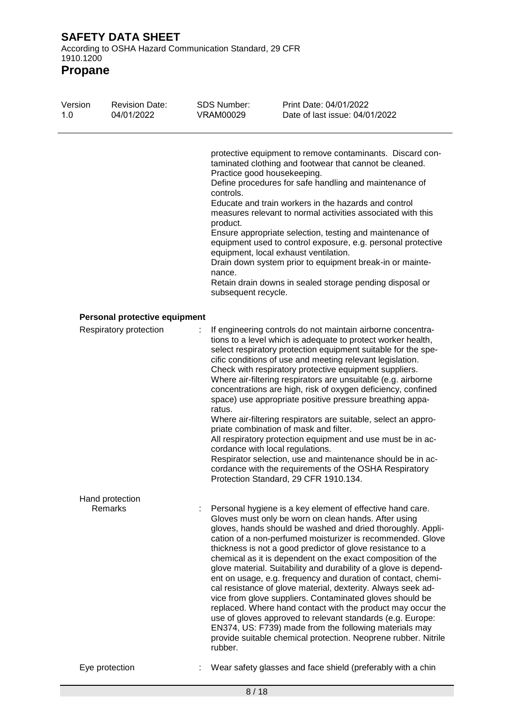protective equipment to remove contaminants. Discard contaminated clothing and footwear that cannot be cleaned.
Practice good housekeeping.
Define procedures for safe handling and maintenance of controls.
Educate and train workers in the hazards and control measures relevant to normal activities associated with this product.
Ensure appropriate selection, testing and maintenance of equipment used to control exposure, e.g. personal protective equipment, local exhaust ventilation.
Drain down system prior to equipment break-in or maintenance.
Retain drain downs in sealed storage pending disposal or subsequent recycle.

**Personal protective equipment**

Respiratory protection : If engineering controls do not maintain airborne concentrations to a level which is adequate to protect worker health, select respiratory protection equipment suitable for the specific conditions of use and meeting relevant legislation. Check with respiratory protective equipment suppliers. Where air-filtering respirators are unsuitable (e.g. airborne concentrations are high, risk of oxygen deficiency, confined space) use appropriate positive pressure breathing apparatus.
Where air-filtering respirators are suitable, select an appropriate combination of mask and filter.
All respiratory protection equipment and use must be in accordance with local regulations.
Respirator selection, use and maintenance should be in accordance with the requirements of the OSHA Respiratory Protection Standard, 29 CFR 1910.134.

Hand protection

Remarks : Personal hygiene is a key element of effective hand care. Gloves must only be worn on clean hands. After using gloves, hands should be washed and dried thoroughly. Application of a non-perfumed moisturizer is recommended. Glove thickness is not a good predictor of glove resistance to a chemical as it is dependent on the exact composition of the glove material. Suitability and durability of a glove is dependent on usage, e.g. frequency and duration of contact, chemical resistance of glove material, dexterity. Always seek advice from glove suppliers. Contaminated gloves should be replaced. Where hand contact with the product may occur the use of gloves approved to relevant standards (e.g. Europe: EN374, US: F739) made from the following materials may provide suitable chemical protection. Neoprene rubber. Nitrile rubber.

Eye protection : Wear safety glasses and face shield (preferably with a chin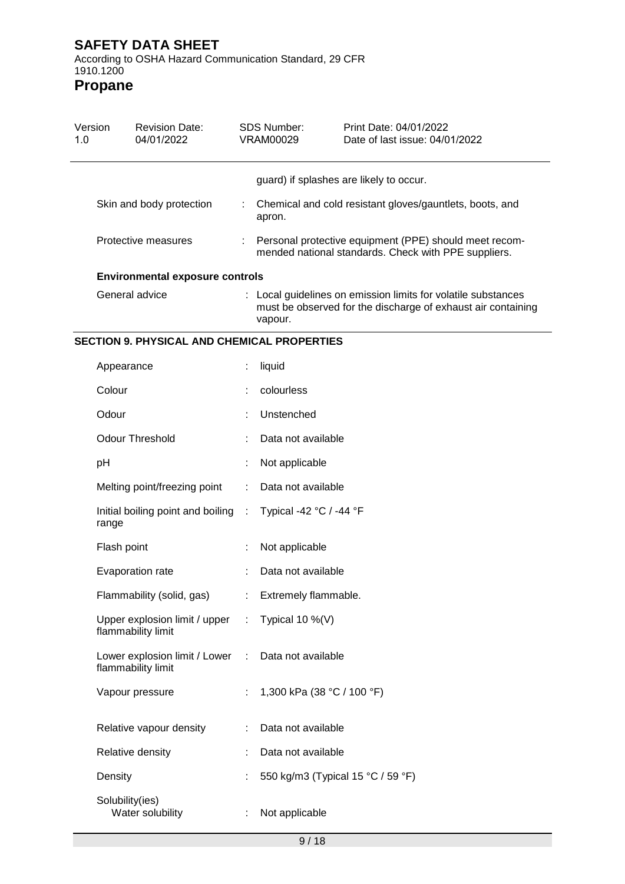guard) if splashes are likely to occur.

| | | |
|---|---|---|
| Skin and body protection | : | Chemical and cold resistant gloves/gauntlets, boots, and apron. |
| Protective measures | : | Personal protective equipment (PPE) should meet recommended national standards. Check with PPE suppliers. |

**Environmental exposure controls**

| | | |
|---|---|---|
| General advice | : | Local guidelines on emission limits for volatile substances must be observed for the discharge of exhaust air containing vapour. |

## SECTION 9. PHYSICAL AND CHEMICAL PROPERTIES

| | | |
|---|---|---|
| Appearance | : | liquid |
| Colour | : | colourless |
| Odour | : | Unstenched |
| Odour Threshold | : | Data not available |
| pH | : | Not applicable |
| Melting point/freezing point | : | Data not available |
| Initial boiling point and boiling range | : | Typical -42 °C / -44 °F |
| Flash point | : | Not applicable |
| Evaporation rate | : | Data not available |
| Flammability (solid, gas) | : | Extremely flammable. |
| Upper explosion limit / upper flammability limit | : | Typical 10 %(V) |
| Lower explosion limit / Lower flammability limit | : | Data not available |
| Vapour pressure | : | 1,300 kPa (38 °C / 100 °F) |
| Relative vapour density | : | Data not available |
| Relative density | : | Data not available |
| Density | : | 550 kg/m3 (Typical 15 °C / 59 °F) |
| Solubility(ies) Water solubility | : | Not applicable |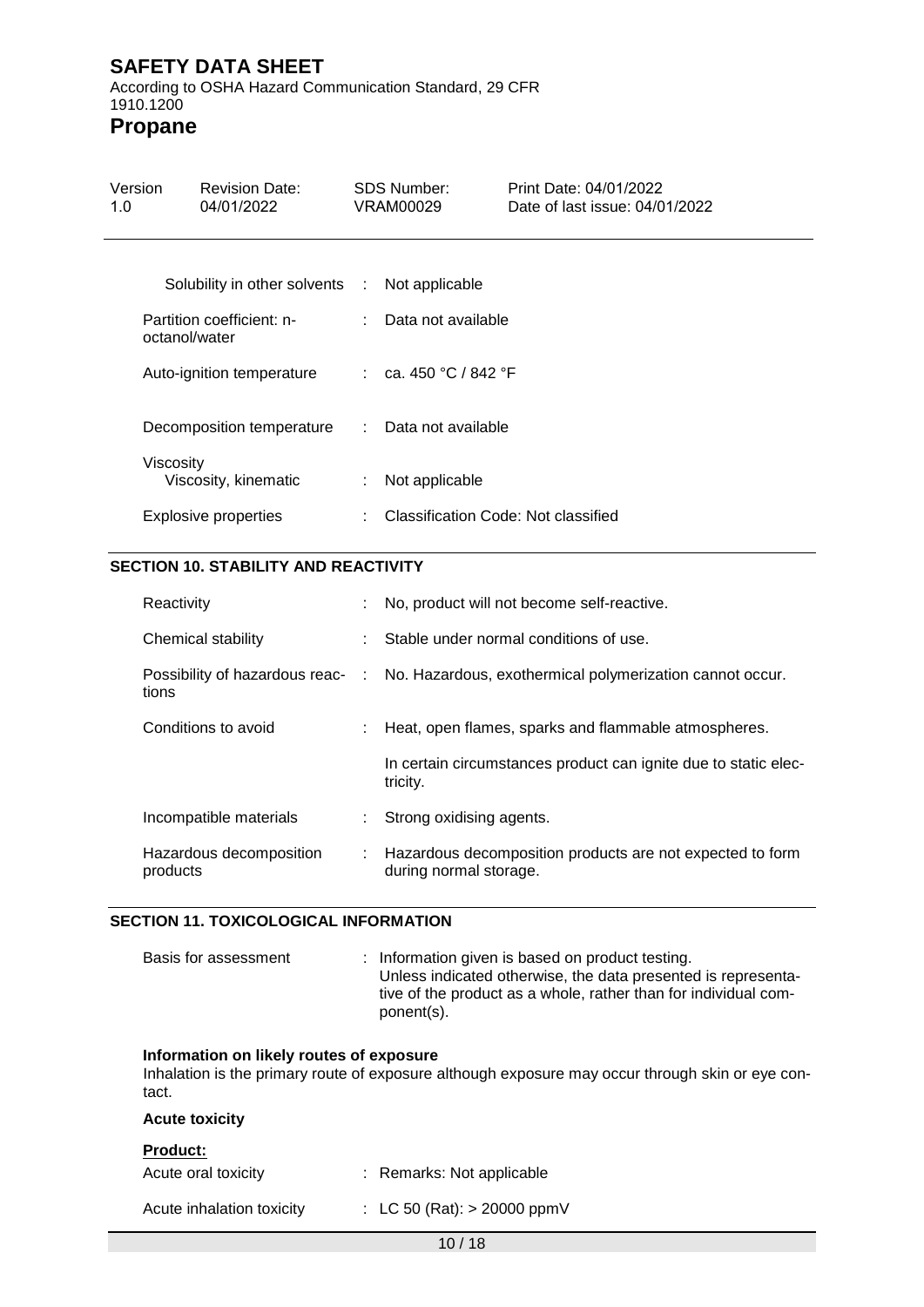| | | |
|---|---|---|
| Solubility in other solvents | : | Not applicable |
| Partition coefficient: n-octanol/water | : | Data not available |
| Auto-ignition temperature | : | ca. 450 °C / 842 °F |
| Decomposition temperature | : | Data not available |
| Viscosity<br>Viscosity, kinematic | : | Not applicable |
| Explosive properties | : | Classification Code: Not classified |

## SECTION 10. STABILITY AND REACTIVITY

| | | |
|---|---|---|
| Reactivity | : | No, product will not become self-reactive. |
| Chemical stability | : | Stable under normal conditions of use. |
| Possibility of hazardous reactions | : | No. Hazardous, exothermical polymerization cannot occur. |
| Conditions to avoid | : | Heat, open flames, sparks and flammable atmospheres.<br><br>In certain circumstances product can ignite due to static electricity. |
| Incompatible materials | : | Strong oxidising agents. |
| Hazardous decomposition products | : | Hazardous decomposition products are not expected to form during normal storage. |

## SECTION 11. TOXICOLOGICAL INFORMATION

| | | |
|---|---|---|
| Basis for assessment | : | Information given is based on product testing.<br>Unless indicated otherwise, the data presented is representative of the product as a whole, rather than for individual component(s). |

**Information on likely routes of exposure**

Inhalation is the primary route of exposure although exposure may occur through skin or eye contact.

**Acute toxicity**

**Product:**

| | | |
|---|---|---|
| Acute oral toxicity | : | Remarks: Not applicable |
| Acute inhalation toxicity | : | LC 50 (Rat): > 20000 ppmV |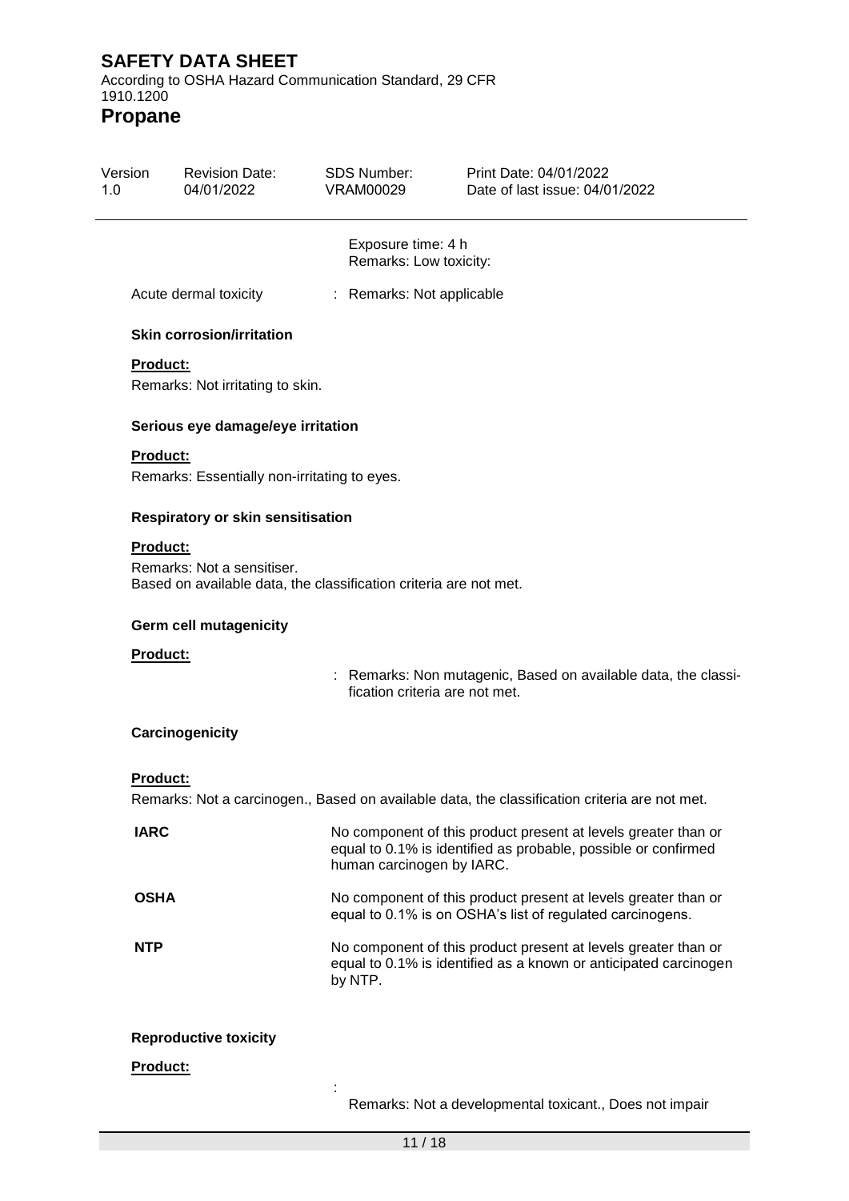Exposure time: 4 h
Remarks: Low toxicity:

Acute dermal toxicity : Remarks: Not applicable

**Skin corrosion/irritation**

**Product:**

Remarks: Not irritating to skin.

**Serious eye damage/eye irritation**

**Product:**

Remarks: Essentially non-irritating to eyes.

**Respiratory or skin sensitisation**

**Product:**

Remarks: Not a sensitiser.
Based on available data, the classification criteria are not met.

**Germ cell mutagenicity**

**Product:**

: Remarks: Non mutagenic, Based on available data, the classification criteria are not met.

**Carcinogenicity**

**Product:**

Remarks: Not a carcinogen., Based on available data, the classification criteria are not met.

| | |
|---|---|
| **IARC** | No component of this product present at levels greater than or equal to 0.1% is identified as probable, possible or confirmed human carcinogen by IARC. |
| **OSHA** | No component of this product present at levels greater than or equal to 0.1% is on OSHA's list of regulated carcinogens. |
| **NTP** | No component of this product present at levels greater than or equal to 0.1% is identified as a known or anticipated carcinogen by NTP. |

**Reproductive toxicity**

**Product:**

:
Remarks: Not a developmental toxicant., Does not impair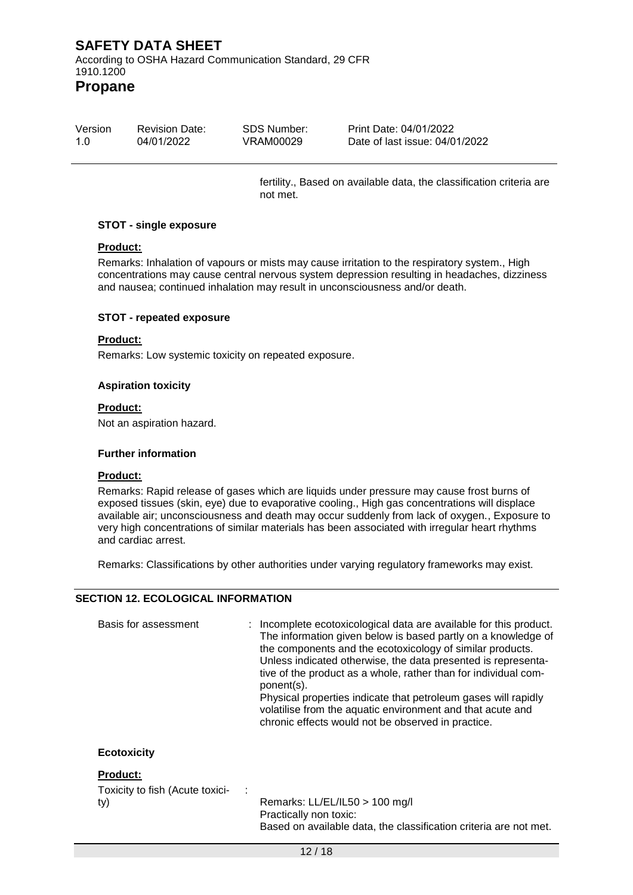fertility., Based on available data, the classification criteria are not met.

**STOT - single exposure**

**Product:**

Remarks: Inhalation of vapours or mists may cause irritation to the respiratory system., High concentrations may cause central nervous system depression resulting in headaches, dizziness and nausea; continued inhalation may result in unconsciousness and/or death.

**STOT - repeated exposure**

**Product:**

Remarks: Low systemic toxicity on repeated exposure.

**Aspiration toxicity**

**Product:**

Not an aspiration hazard.

**Further information**

**Product:**

Remarks: Rapid release of gases which are liquids under pressure may cause frost burns of exposed tissues (skin, eye) due to evaporative cooling., High gas concentrations will displace available air; unconsciousness and death may occur suddenly from lack of oxygen., Exposure to very high concentrations of similar materials has been associated with irregular heart rhythms and cardiac arrest.

Remarks: Classifications by other authorities under varying regulatory frameworks may exist.

## SECTION 12. ECOLOGICAL INFORMATION

Basis for assessment : Incomplete ecotoxicological data are available for this product. The information given below is based partly on a knowledge of the components and the ecotoxicology of similar products. Unless indicated otherwise, the data presented is representative of the product as a whole, rather than for individual component(s).
Physical properties indicate that petroleum gases will rapidly volatilise from the aquatic environment and that acute and chronic effects would not be observed in practice.

**Ecotoxicity**

**Product:**

Toxicity to fish (Acute toxicity) :
Remarks: LL/EL/IL50 > 100 mg/l
Practically non toxic:
Based on available data, the classification criteria are not met.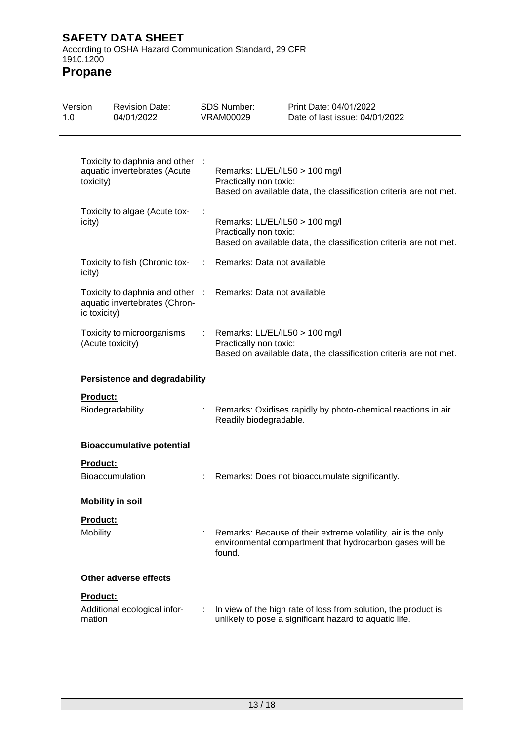Toxicity to daphnia and other aquatic invertebrates (Acute toxicity) : Remarks: LL/EL/IL50 > 100 mg/l
Practically non toxic:
Based on available data, the classification criteria are not met.

Toxicity to algae (Acute toxicity) : Remarks: LL/EL/IL50 > 100 mg/l
Practically non toxic:
Based on available data, the classification criteria are not met.

Toxicity to fish (Chronic toxicity) : Remarks: Data not available

Toxicity to daphnia and other aquatic invertebrates (Chronic toxicity) : Remarks: Data not available

Toxicity to microorganisms (Acute toxicity) : Remarks: LL/EL/IL50 > 100 mg/l
Practically non toxic:
Based on available data, the classification criteria are not met.

**Persistence and degradability**

**Product:**

Biodegradability : Remarks: Oxidises rapidly by photo-chemical reactions in air.
Readily biodegradable.

**Bioaccumulative potential**

**Product:**

Bioaccumulation : Remarks: Does not bioaccumulate significantly.

**Mobility in soil**

**Product:**

Mobility : Remarks: Because of their extreme volatility, air is the only environmental compartment that hydrocarbon gases will be found.

**Other adverse effects**

**Product:**

Additional ecological information : In view of the high rate of loss from solution, the product is unlikely to pose a significant hazard to aquatic life.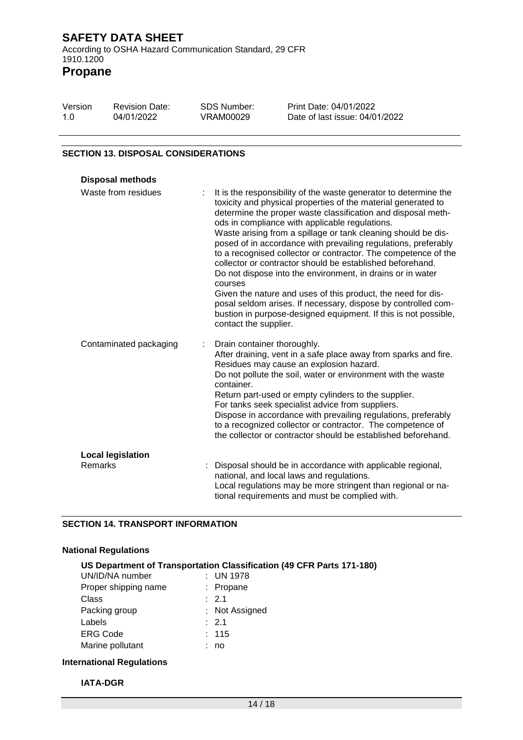## SECTION 13. DISPOSAL CONSIDERATIONS

**Disposal methods**

| | |
|---|---|
| Waste from residues | It is the responsibility of the waste generator to determine the toxicity and physical properties of the material generated to determine the proper waste classification and disposal methods in compliance with applicable regulations.<br>Waste arising from a spillage or tank cleaning should be disposed of in accordance with prevailing regulations, preferably to a recognised collector or contractor. The competence of the collector or contractor should be established beforehand.<br>Do not dispose into the environment, in drains or in water courses<br>Given the nature and uses of this product, the need for disposal seldom arises. If necessary, dispose by controlled combustion in purpose-designed equipment. If this is not possible, contact the supplier. |
| Contaminated packaging | Drain container thoroughly.<br>After draining, vent in a safe place away from sparks and fire.<br>Residues may cause an explosion hazard.<br>Do not pollute the soil, water or environment with the waste container.<br>Return part-used or empty cylinders to the supplier.<br>For tanks seek specialist advice from suppliers.<br>Dispose in accordance with prevailing regulations, preferably to a recognized collector or contractor. The competence of the collector or contractor should be established beforehand. |

**Local legislation**

| | |
|---|---|
| Remarks | Disposal should be in accordance with applicable regional, national, and local laws and regulations.<br>Local regulations may be more stringent than regional or national requirements and must be complied with. |

## SECTION 14. TRANSPORT INFORMATION

### National Regulations

**US Department of Transportation Classification (49 CFR Parts 171-180)**

| | |
|---|---|
| UN/ID/NA number | UN 1978 |
| Proper shipping name | Propane |
| Class | 2.1 |
| Packing group | Not Assigned |
| Labels | 2.1 |
| ERG Code | 115 |
| Marine pollutant | no |

### International Regulations

**IATA-DGR**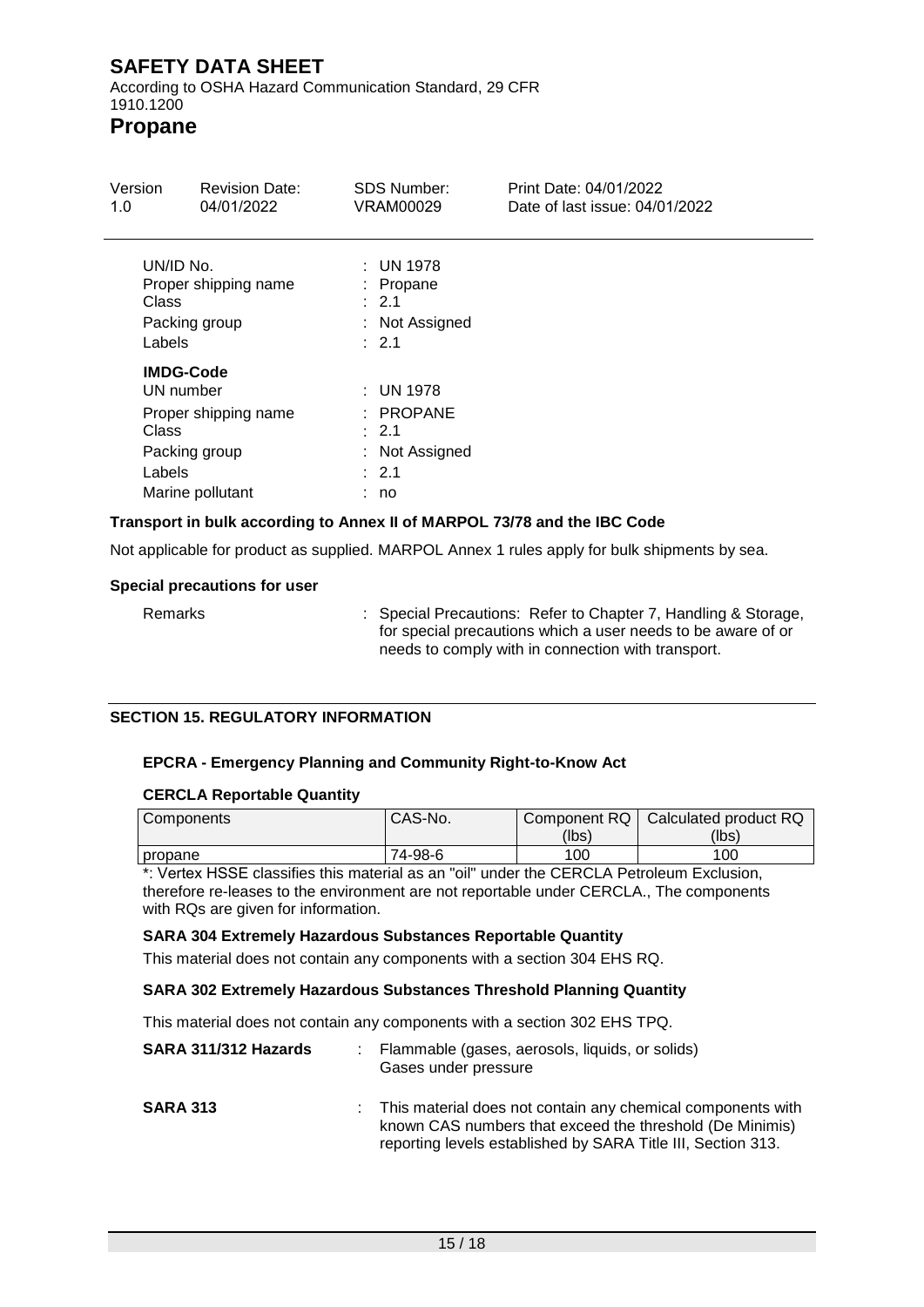UN/ID No. : UN 1978
Proper shipping name : Propane
Class : 2.1
Packing group : Not Assigned
Labels : 2.1

**IMDG-Code**
UN number : UN 1978
Proper shipping name : PROPANE
Class : 2.1
Packing group : Not Assigned
Labels : 2.1
Marine pollutant : no

**Transport in bulk according to Annex II of MARPOL 73/78 and the IBC Code**

Not applicable for product as supplied. MARPOL Annex 1 rules apply for bulk shipments by sea.

**Special precautions for user**

Remarks : Special Precautions: Refer to Chapter 7, Handling & Storage, for special precautions which a user needs to be aware of or needs to comply with in connection with transport.

## SECTION 15. REGULATORY INFORMATION

### EPCRA - Emergency Planning and Community Right-to-Know Act

**CERCLA Reportable Quantity**

| Components | CAS-No. | Component RQ (lbs) | Calculated product RQ (lbs) |
|---|---|---|---|
| propane | 74-98-6 | 100 | 100 |

*: Vertex HSSE classifies this material as an "oil" under the CERCLA Petroleum Exclusion, therefore re-leases to the environment are not reportable under CERCLA., The components with RQs are given for information.

**SARA 304 Extremely Hazardous Substances Reportable Quantity**

This material does not contain any components with a section 304 EHS RQ.

**SARA 302 Extremely Hazardous Substances Threshold Planning Quantity**

This material does not contain any components with a section 302 EHS TPQ.

**SARA 311/312 Hazards** : Flammable (gases, aerosols, liquids, or solids)
Gases under pressure

**SARA 313** : This material does not contain any chemical components with known CAS numbers that exceed the threshold (De Minimis) reporting levels established by SARA Title III, Section 313.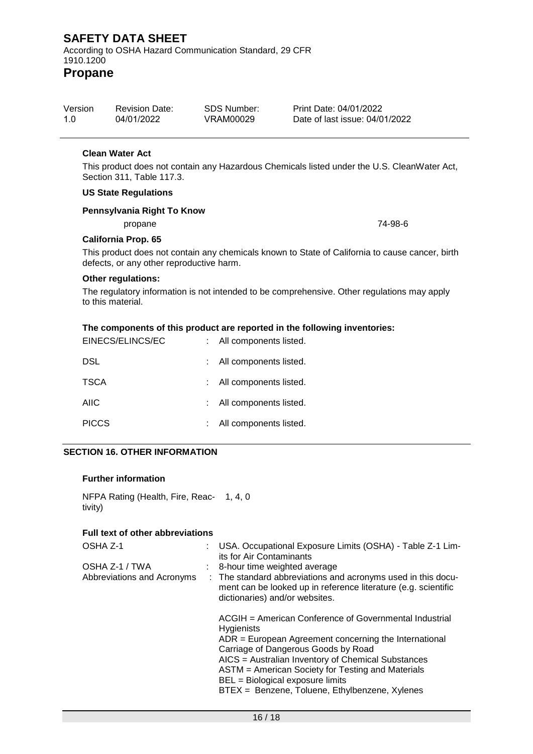**Clean Water Act**

This product does not contain any Hazardous Chemicals listed under the U.S. CleanWater Act, Section 311, Table 117.3.

**US State Regulations**

**Pennsylvania Right To Know**

| | |
|---|---|
| propane | 74-98-6 |

**California Prop. 65**

This product does not contain any chemicals known to State of California to cause cancer, birth defects, or any other reproductive harm.

**Other regulations:**

The regulatory information is not intended to be comprehensive. Other regulations may apply to this material.

**The components of this product are reported in the following inventories:**

| | | |
|---|---|---|
| EINECS/ELINCS/EC | : | All components listed. |
| DSL | : | All components listed. |
| TSCA | : | All components listed. |
| AIIC | : | All components listed. |
| PICCS | : | All components listed. |

## SECTION 16. OTHER INFORMATION

**Further information**

NFPA Rating (Health, Fire, Reactivity) 1, 4, 0

**Full text of other abbreviations**

| | | |
|---|---|---|
| OSHA Z-1 | : | USA. Occupational Exposure Limits (OSHA) - Table Z-1 Limits for Air Contaminants |
| OSHA Z-1 / TWA | : | 8-hour time weighted average |
| Abbreviations and Acronyms | : | The standard abbreviations and acronyms used in this document can be looked up in reference literature (e.g. scientific dictionaries) and/or websites. |

ACGIH = American Conference of Governmental Industrial Hygienists
ADR = European Agreement concerning the International Carriage of Dangerous Goods by Road
AICS = Australian Inventory of Chemical Substances
ASTM = American Society for Testing and Materials
BEL = Biological exposure limits
BTEX = Benzene, Toluene, Ethylbenzene, Xylenes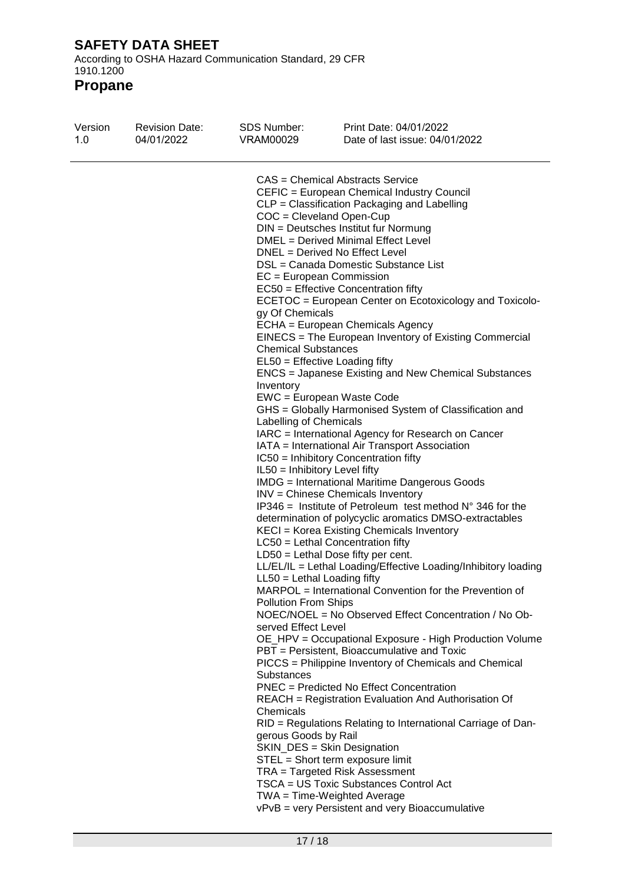CAS = Chemical Abstracts Service
CEFIC = European Chemical Industry Council
CLP = Classification Packaging and Labelling
COC = Cleveland Open-Cup
DIN = Deutsches Institut fur Normung
DMEL = Derived Minimal Effect Level
DNEL = Derived No Effect Level
DSL = Canada Domestic Substance List
EC = European Commission
EC50 = Effective Concentration fifty
ECETOC = European Center on Ecotoxicology and Toxicology Of Chemicals
ECHA = European Chemicals Agency
EINECS = The European Inventory of Existing Commercial Chemical Substances
EL50 = Effective Loading fifty
ENCS = Japanese Existing and New Chemical Substances Inventory
EWC = European Waste Code
GHS = Globally Harmonised System of Classification and Labelling of Chemicals
IARC = International Agency for Research on Cancer
IATA = International Air Transport Association
IC50 = Inhibitory Concentration fifty
IL50 = Inhibitory Level fifty
IMDG = International Maritime Dangerous Goods
INV = Chinese Chemicals Inventory
IP346 = Institute of Petroleum test method N° 346 for the determination of polycyclic aromatics DMSO-extractables
KECI = Korea Existing Chemicals Inventory
LC50 = Lethal Concentration fifty
LD50 = Lethal Dose fifty per cent.
LL/EL/IL = Lethal Loading/Effective Loading/Inhibitory loading
LL50 = Lethal Loading fifty
MARPOL = International Convention for the Prevention of Pollution From Ships
NOEC/NOEL = No Observed Effect Concentration / No Observed Effect Level
OE_HPV = Occupational Exposure - High Production Volume
PBT = Persistent, Bioaccumulative and Toxic
PICCS = Philippine Inventory of Chemicals and Chemical Substances
PNEC = Predicted No Effect Concentration
REACH = Registration Evaluation And Authorisation Of Chemicals
RID = Regulations Relating to International Carriage of Dangerous Goods by Rail
SKIN_DES = Skin Designation
STEL = Short term exposure limit
TRA = Targeted Risk Assessment
TSCA = US Toxic Substances Control Act
TWA = Time-Weighted Average
vPvB = very Persistent and very Bioaccumulative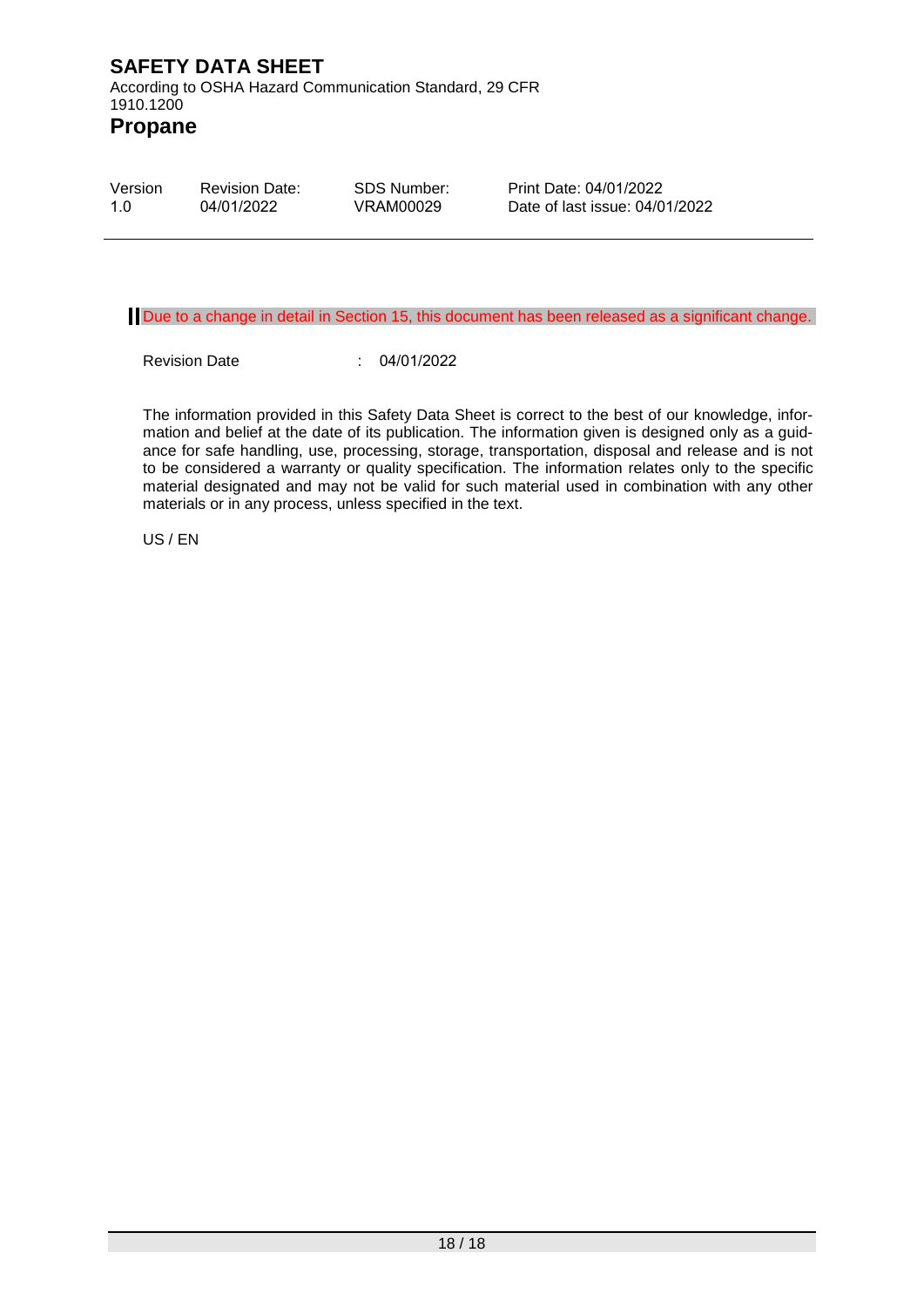Due to a change in detail in Section 15, this document has been released as a significant change.

Revision Date : 04/01/2022

The information provided in this Safety Data Sheet is correct to the best of our knowledge, information and belief at the date of its publication. The information given is designed only as a guidance for safe handling, use, processing, storage, transportation, disposal and release and is not to be considered a warranty or quality specification. The information relates only to the specific material designated and may not be valid for such material used in combination with any other materials or in any process, unless specified in the text.

US / EN